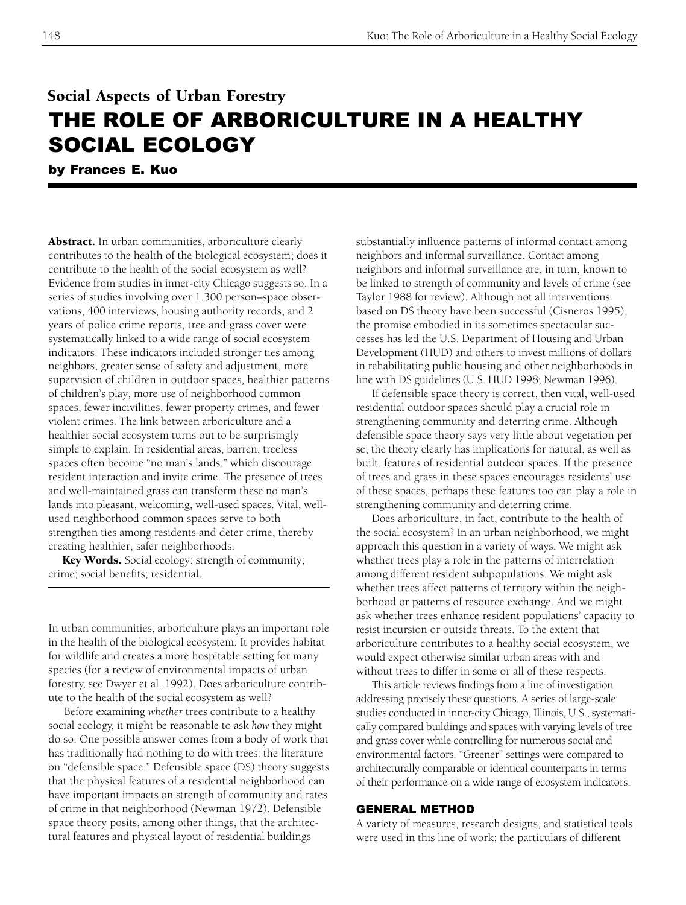## Social Aspects of Urban Forestry

# THE ROLE OF ARBORICULTURE IN A HEALTHY SOCIAL ECOLOGY

**by Frances E. Kuo**

**Abstract.** In urban communities, arboriculture clearly contributes to the health of the biological ecosystem; does it contribute to the health of the social ecosystem as well? Evidence from studies in inner-city Chicago suggests so. In a series of studies involving over 1,300 person–space observations, 400 interviews, housing authority records, and 2 years of police crime reports, tree and grass cover were systematically linked to a wide range of social ecosystem indicators. These indicators included stronger ties among neighbors, greater sense of safety and adjustment, more supervision of children in outdoor spaces, healthier patterns of children's play, more use of neighborhood common spaces, fewer incivilities, fewer property crimes, and fewer violent crimes. The link between arboriculture and a healthier social ecosystem turns out to be surprisingly simple to explain. In residential areas, barren, treeless spaces often become "no man's lands," which discourage resident interaction and invite crime. The presence of trees and well-maintained grass can transform these no man's lands into pleasant, welcoming, well-used spaces. Vital, well-used neighborhood common spaces serve to both strengthen ties among residents and deter crime, thereby creating healthier, safer neighborhoods.

**Key Words.** Social ecology; strength of community; crime; social benefits; residential.

In urban communities, arboriculture plays an important role in the health of the biological ecosystem. It provides habitat for wildlife and creates a more hospitable setting for many species (for a review of environmental impacts of urban forestry, see Dwyer et al. 1992). Does arboriculture contribute to the health of the social ecosystem as well?

Before examining *whether* trees contribute to a healthy social ecology, it might be reasonable to ask *how* they might do so. One possible answer comes from a body of work that has traditionally had nothing to do with trees: the literature on "defensible space." Defensible space (DS) theory suggests that the physical features of a residential neighborhood can have important impacts on strength of community and rates of crime in that neighborhood (Newman 1972). Defensible space theory posits, among other things, that the architectural features and physical layout of residential buildings substantially influence patterns of informal contact among neighbors and informal surveillance. Contact among neighbors and informal surveillance are, in turn, known to be linked to strength of community and levels of crime (see Taylor 1988 for review). Although not all interventions based on DS theory have been successful (Cisneros 1995), the promise embodied in its sometimes spectacular successes has led the U.S. Department of Housing and Urban Development (HUD) and others to invest millions of dollars in rehabilitating public housing and other neighborhoods in line with DS guidelines (U.S. HUD 1998; Newman 1996).

If defensible space theory is correct, then vital, well-used residential outdoor spaces should play a crucial role in strengthening community and deterring crime. Although defensible space theory says very little about vegetation per se, the theory clearly has implications for natural, as well as built, features of residential outdoor spaces. If the presence of trees and grass in these spaces encourages residents' use of these spaces, perhaps these features too can play a role in strengthening community and deterring crime.

Does arboriculture, in fact, contribute to the health of the social ecosystem? In an urban neighborhood, we might approach this question in a variety of ways. We might ask whether trees play a role in the patterns of interrelation among different resident subpopulations. We might ask whether trees affect patterns of territory within the neighborhood or patterns of resource exchange. And we might ask whether trees enhance resident populations' capacity to resist incursion or outside threats. To the extent that arboriculture contributes to a healthy social ecosystem, we would expect otherwise similar urban areas with and without trees to differ in some or all of these respects.

This article reviews findings from a line of investigation addressing precisely these questions. A series of large-scale studies conducted in inner-city Chicago, Illinois, U.S., systematically compared buildings and spaces with varying levels of tree and grass cover while controlling for numerous social and environmental factors. "Greener" settings were compared to architecturally comparable or identical counterparts in terms of their performance on a wide range of ecosystem indicators.

## GENERAL METHOD

A variety of measures, research designs, and statistical tools were used in this line of work; the particulars of different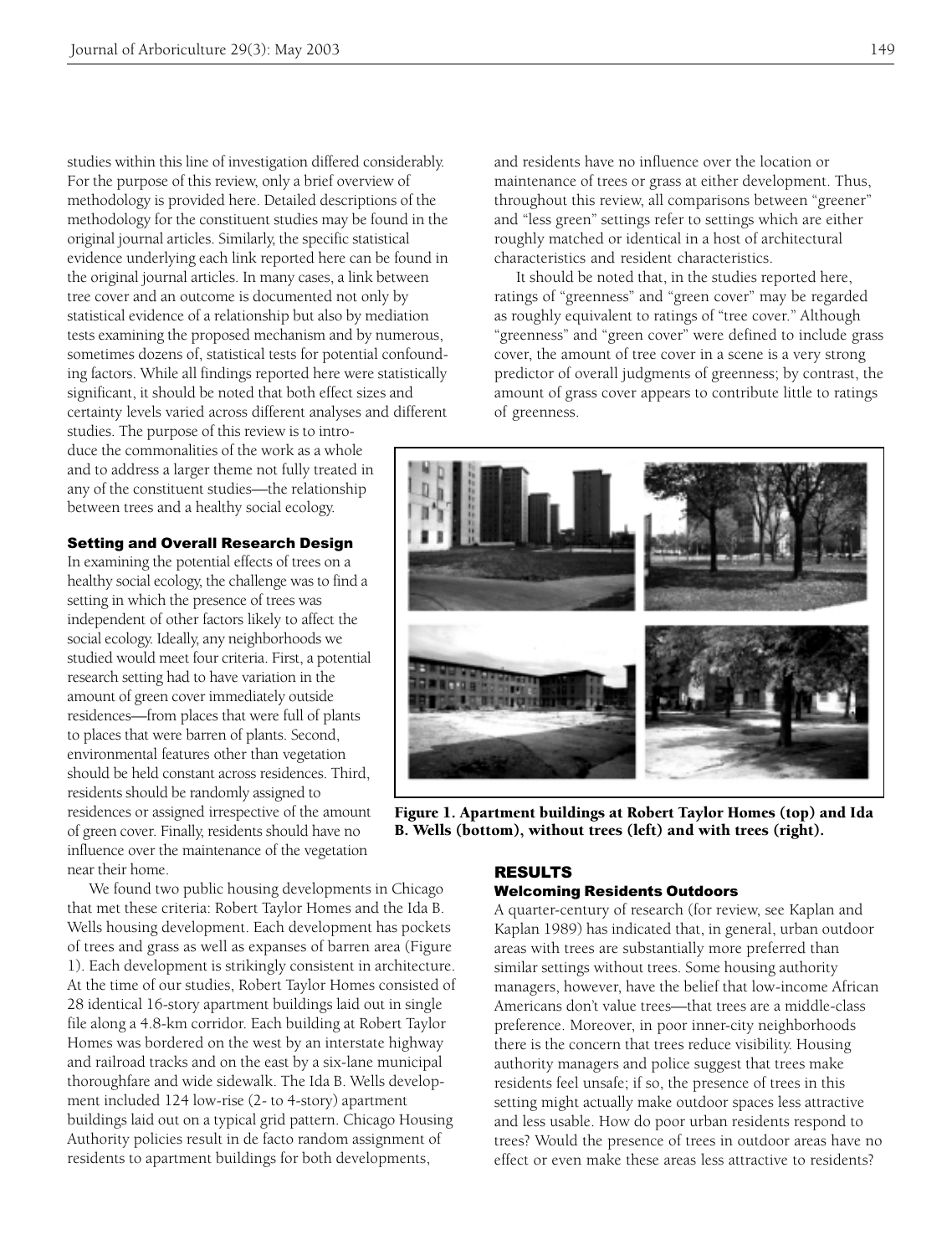studies within this line of investigation differed considerably. For the purpose of this review, only a brief overview of methodology is provided here. Detailed descriptions of the methodology for the constituent studies may be found in the original journal articles. Similarly, the specific statistical evidence underlying each link reported here can be found in the original journal articles. In many cases, a link between tree cover and an outcome is documented not only by statistical evidence of a relationship but also by mediation tests examining the proposed mechanism and by numerous, sometimes dozens of, statistical tests for potential confounding factors. While all findings reported here were statistically significant, it should be noted that both effect sizes and certainty levels varied across different analyses and different studies. The purpose of this review is to introduce the commonalities of the work as a whole and to address a larger theme not fully treated in any of the constituent studies—the relationship between trees and a healthy social ecology.

### Setting and Overall Research Design

In examining the potential effects of trees on a healthy social ecology, the challenge was to find a setting in which the presence of trees was independent of other factors likely to affect the social ecology. Ideally, any neighborhoods we studied would meet four criteria. First, a potential research setting had to have variation in the amount of green cover immediately outside residences—from places that were full of plants to places that were barren of plants. Second, environmental features other than vegetation should be held constant across residences. Third, residents should be randomly assigned to residences or assigned irrespective of the amount of green cover. Finally, residents should have no influence over the maintenance of the vegetation near their home.

We found two public housing developments in Chicago that met these criteria: Robert Taylor Homes and the Ida B. Wells housing development. Each development has pockets of trees and grass as well as expanses of barren area (Figure 1). Each development is strikingly consistent in architecture. At the time of our studies, Robert Taylor Homes consisted of 28 identical 16-story apartment buildings laid out in single file along a 4.8-km corridor. Each building at Robert Taylor Homes was bordered on the west by an interstate highway and railroad tracks and on the east by a six-lane municipal thoroughfare and wide sidewalk. The Ida B. Wells development included 124 low-rise (2- to 4-story) apartment buildings laid out on a typical grid pattern. Chicago Housing Authority policies result in de facto random assignment of residents to apartment buildings for both developments, and residents have no influence over the location or maintenance of trees or grass at either development. Thus, throughout this review, all comparisons between "greener" and "less green" settings refer to settings which are either roughly matched or identical in a host of architectural characteristics and resident characteristics.

It should be noted that, in the studies reported here, ratings of "greenness" and "green cover" may be regarded as roughly equivalent to ratings of "tree cover." Although "greenness" and "green cover" were defined to include grass cover, the amount of tree cover in a scene is a very strong predictor of overall judgments of greenness; by contrast, the amount of grass cover appears to contribute little to ratings of greenness.

**Figure 1. Apartment buildings at Robert Taylor Homes (top) and Ida B. Wells (bottom), without trees (left) and with trees (right).**

## RESULTS

### Welcoming Residents Outdoors

A quarter-century of research (for review, see Kaplan and Kaplan 1989) has indicated that, in general, urban outdoor areas with trees are substantially more preferred than similar settings without trees. Some housing authority managers, however, have the belief that low-income African Americans don't value trees—that trees are a middle-class preference. Moreover, in poor inner-city neighborhoods there is the concern that trees reduce visibility. Housing authority managers and police suggest that trees make residents feel unsafe; if so, the presence of trees in this setting might actually make outdoor spaces less attractive and less usable. How do poor urban residents respond to trees? Would the presence of trees in outdoor areas have no effect or even make these areas less attractive to residents?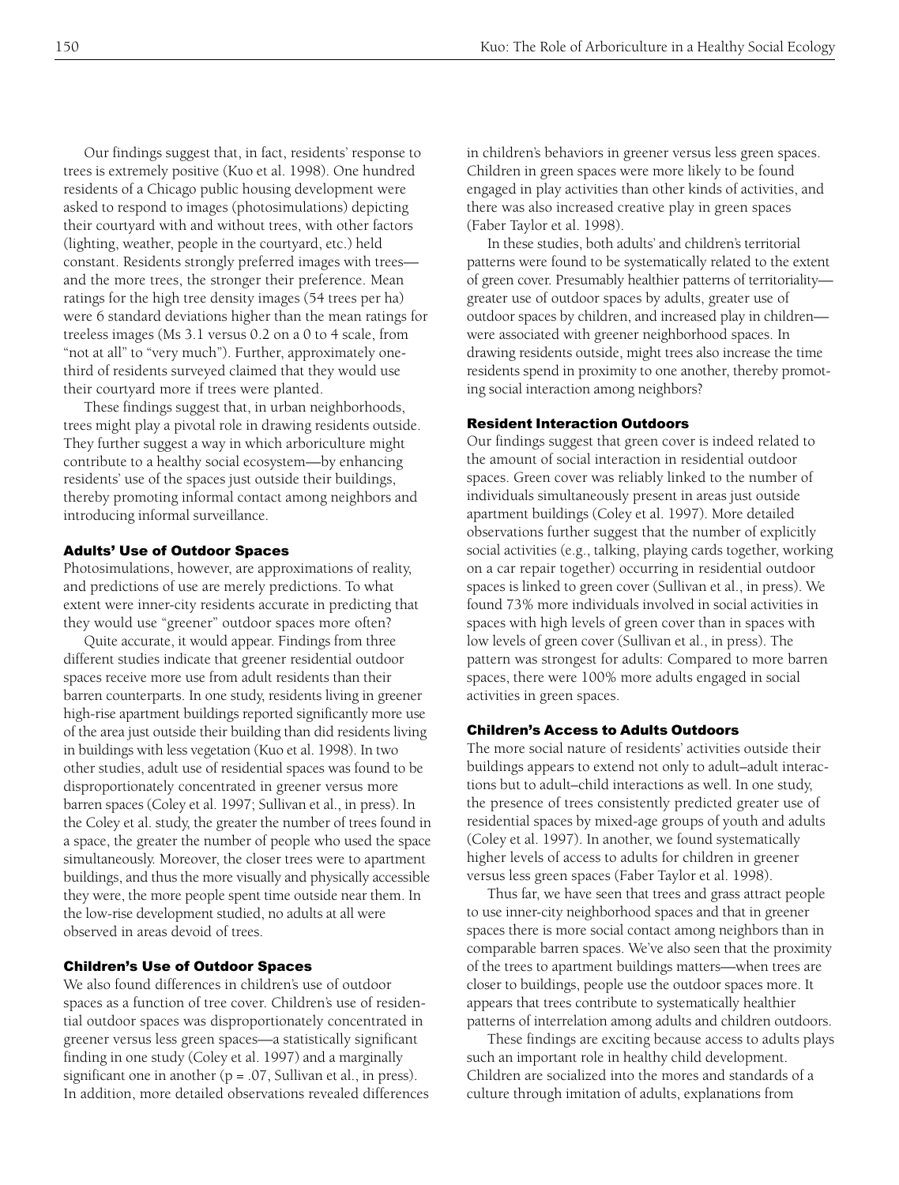Our findings suggest that, in fact, residents' response to trees is extremely positive (Kuo et al. 1998). One hundred residents of a Chicago public housing development were asked to respond to images (photosimulations) depicting their courtyard with and without trees, with other factors (lighting, weather, people in the courtyard, etc.) held constant. Residents strongly preferred images with trees—and the more trees, the stronger their preference. Mean ratings for the high tree density images (54 trees per ha) were 6 standard deviations higher than the mean ratings for treeless images (Ms 3.1 versus 0.2 on a 0 to 4 scale, from "not at all" to "very much"). Further, approximately one-third of residents surveyed claimed that they would use their courtyard more if trees were planted.

These findings suggest that, in urban neighborhoods, trees might play a pivotal role in drawing residents outside. They further suggest a way in which arboriculture might contribute to a healthy social ecosystem—by enhancing residents' use of the spaces just outside their buildings, thereby promoting informal contact among neighbors and introducing informal surveillance.

### Adults' Use of Outdoor Spaces

Photosimulations, however, are approximations of reality, and predictions of use are merely predictions. To what extent were inner-city residents accurate in predicting that they would use "greener" outdoor spaces more often?

Quite accurate, it would appear. Findings from three different studies indicate that greener residential outdoor spaces receive more use from adult residents than their barren counterparts. In one study, residents living in greener high-rise apartment buildings reported significantly more use of the area just outside their building than did residents living in buildings with less vegetation (Kuo et al. 1998). In two other studies, adult use of residential spaces was found to be disproportionately concentrated in greener versus more barren spaces (Coley et al. 1997; Sullivan et al., in press). In the Coley et al. study, the greater the number of trees found in a space, the greater the number of people who used the space simultaneously. Moreover, the closer trees were to apartment buildings, and thus the more visually and physically accessible they were, the more people spent time outside near them. In the low-rise development studied, no adults at all were observed in areas devoid of trees.

### Children's Use of Outdoor Spaces

We also found differences in children's use of outdoor spaces as a function of tree cover. Children's use of residential outdoor spaces was disproportionately concentrated in greener versus less green spaces—a statistically significant finding in one study (Coley et al. 1997) and a marginally significant one in another ($p = .07$, Sullivan et al., in press). In addition, more detailed observations revealed differences in children's behaviors in greener versus less green spaces. Children in green spaces were more likely to be found engaged in play activities than other kinds of activities, and there was also increased creative play in green spaces (Faber Taylor et al. 1998).

In these studies, both adults' and children's territorial patterns were found to be systematically related to the extent of green cover. Presumably healthier patterns of territoriality—greater use of outdoor spaces by adults, greater use of outdoor spaces by children, and increased play in children—were associated with greener neighborhood spaces. In drawing residents outside, might trees also increase the time residents spend in proximity to one another, thereby promoting social interaction among neighbors?

### Resident Interaction Outdoors

Our findings suggest that green cover is indeed related to the amount of social interaction in residential outdoor spaces. Green cover was reliably linked to the number of individuals simultaneously present in areas just outside apartment buildings (Coley et al. 1997). More detailed observations further suggest that the number of explicitly social activities (e.g., talking, playing cards together, working on a car repair together) occurring in residential outdoor spaces is linked to green cover (Sullivan et al., in press). We found 73% more individuals involved in social activities in spaces with high levels of green cover than in spaces with low levels of green cover (Sullivan et al., in press). The pattern was strongest for adults: Compared to more barren spaces, there were 100% more adults engaged in social activities in green spaces.

### Children's Access to Adults Outdoors

The more social nature of residents' activities outside their buildings appears to extend not only to adult–adult interactions but to adult–child interactions as well. In one study, the presence of trees consistently predicted greater use of residential spaces by mixed-age groups of youth and adults (Coley et al. 1997). In another, we found systematically higher levels of access to adults for children in greener versus less green spaces (Faber Taylor et al. 1998).

Thus far, we have seen that trees and grass attract people to use inner-city neighborhood spaces and that in greener spaces there is more social contact among neighbors than in comparable barren spaces. We've also seen that the proximity of the trees to apartment buildings matters—when trees are closer to buildings, people use the outdoor spaces more. It appears that trees contribute to systematically healthier patterns of interrelation among adults and children outdoors.

These findings are exciting because access to adults plays such an important role in healthy child development. Children are socialized into the mores and standards of a culture through imitation of adults, explanations from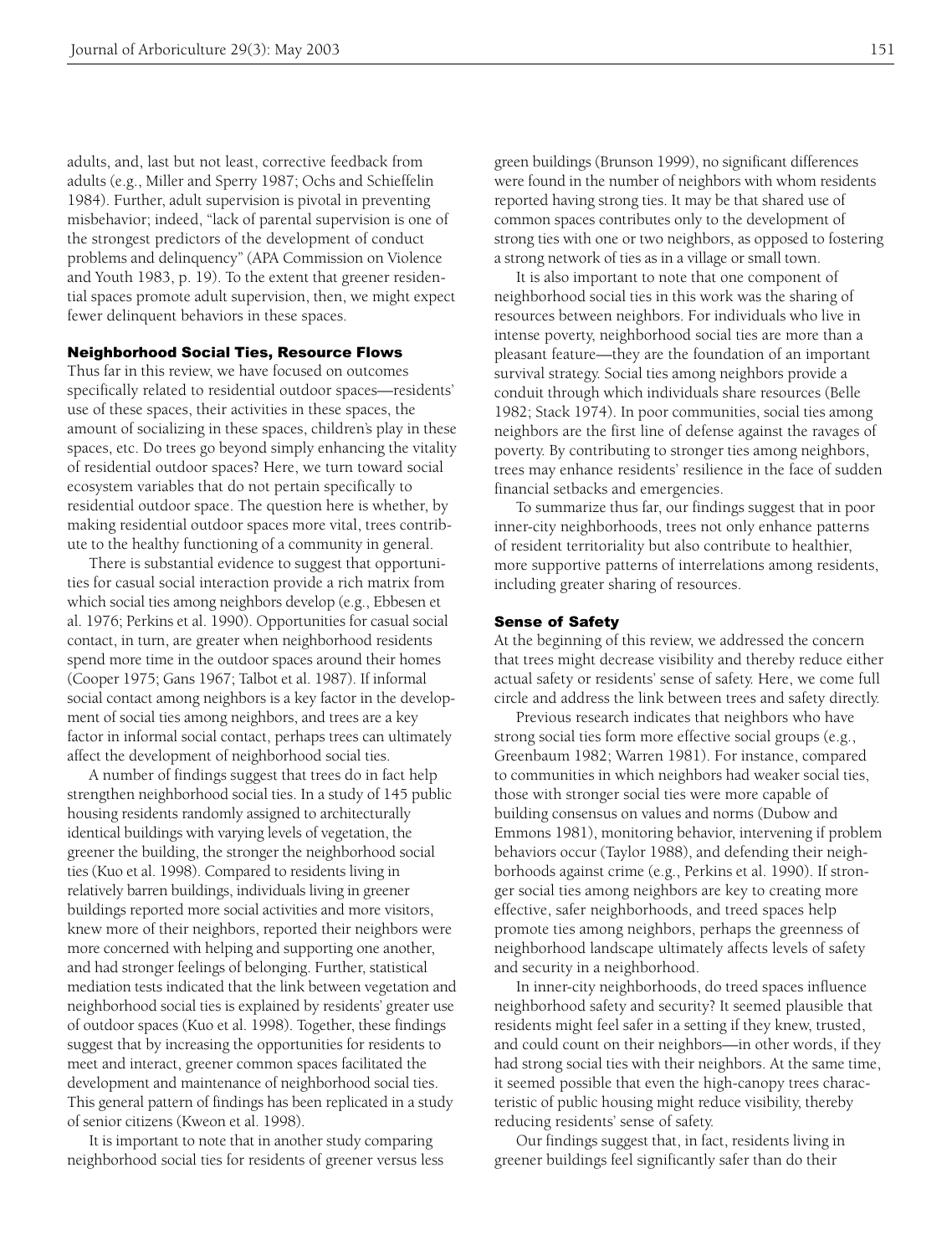adults, and, last but not least, corrective feedback from adults (e.g., Miller and Sperry 1987; Ochs and Schieffelin 1984). Further, adult supervision is pivotal in preventing misbehavior; indeed, "lack of parental supervision is one of the strongest predictors of the development of conduct problems and delinquency" (APA Commission on Violence and Youth 1983, p. 19). To the extent that greener residential spaces promote adult supervision, then, we might expect fewer delinquent behaviors in these spaces.

### Neighborhood Social Ties, Resource Flows

Thus far in this review, we have focused on outcomes specifically related to residential outdoor spaces—residents' use of these spaces, their activities in these spaces, the amount of socializing in these spaces, children's play in these spaces, etc. Do trees go beyond simply enhancing the vitality of residential outdoor spaces? Here, we turn toward social ecosystem variables that do not pertain specifically to residential outdoor space. The question here is whether, by making residential outdoor spaces more vital, trees contribute to the healthy functioning of a community in general.

There is substantial evidence to suggest that opportunities for casual social interaction provide a rich matrix from which social ties among neighbors develop (e.g., Ebbesen et al. 1976; Perkins et al. 1990). Opportunities for casual social contact, in turn, are greater when neighborhood residents spend more time in the outdoor spaces around their homes (Cooper 1975; Gans 1967; Talbot et al. 1987). If informal social contact among neighbors is a key factor in the development of social ties among neighbors, and trees are a key factor in informal social contact, perhaps trees can ultimately affect the development of neighborhood social ties.

A number of findings suggest that trees do in fact help strengthen neighborhood social ties. In a study of 145 public housing residents randomly assigned to architecturally identical buildings with varying levels of vegetation, the greener the building, the stronger the neighborhood social ties (Kuo et al. 1998). Compared to residents living in relatively barren buildings, individuals living in greener buildings reported more social activities and more visitors, knew more of their neighbors, reported their neighbors were more concerned with helping and supporting one another, and had stronger feelings of belonging. Further, statistical mediation tests indicated that the link between vegetation and neighborhood social ties is explained by residents' greater use of outdoor spaces (Kuo et al. 1998). Together, these findings suggest that by increasing the opportunities for residents to meet and interact, greener common spaces facilitated the development and maintenance of neighborhood social ties. This general pattern of findings has been replicated in a study of senior citizens (Kweon et al. 1998).

It is important to note that in another study comparing neighborhood social ties for residents of greener versus less green buildings (Brunson 1999), no significant differences were found in the number of neighbors with whom residents reported having strong ties. It may be that shared use of common spaces contributes only to the development of strong ties with one or two neighbors, as opposed to fostering a strong network of ties as in a village or small town.

It is also important to note that one component of neighborhood social ties in this work was the sharing of resources between neighbors. For individuals who live in intense poverty, neighborhood social ties are more than a pleasant feature—they are the foundation of an important survival strategy. Social ties among neighbors provide a conduit through which individuals share resources (Belle 1982; Stack 1974). In poor communities, social ties among neighbors are the first line of defense against the ravages of poverty. By contributing to stronger ties among neighbors, trees may enhance residents' resilience in the face of sudden financial setbacks and emergencies.

To summarize thus far, our findings suggest that in poor inner-city neighborhoods, trees not only enhance patterns of resident territoriality but also contribute to healthier, more supportive patterns of interrelations among residents, including greater sharing of resources.

### Sense of Safety

At the beginning of this review, we addressed the concern that trees might decrease visibility and thereby reduce either actual safety or residents' sense of safety. Here, we come full circle and address the link between trees and safety directly.

Previous research indicates that neighbors who have strong social ties form more effective social groups (e.g., Greenbaum 1982; Warren 1981). For instance, compared to communities in which neighbors had weaker social ties, those with stronger social ties were more capable of building consensus on values and norms (Dubow and Emmons 1981), monitoring behavior, intervening if problem behaviors occur (Taylor 1988), and defending their neighborhoods against crime (e.g., Perkins et al. 1990). If stronger social ties among neighbors are key to creating more effective, safer neighborhoods, and treed spaces help promote ties among neighbors, perhaps the greenness of neighborhood landscape ultimately affects levels of safety and security in a neighborhood.

In inner-city neighborhoods, do treed spaces influence neighborhood safety and security? It seemed plausible that residents might feel safer in a setting if they knew, trusted, and could count on their neighbors—in other words, if they had strong social ties with their neighbors. At the same time, it seemed possible that even the high-canopy trees characteristic of public housing might reduce visibility, thereby reducing residents' sense of safety.

Our findings suggest that, in fact, residents living in greener buildings feel significantly safer than do their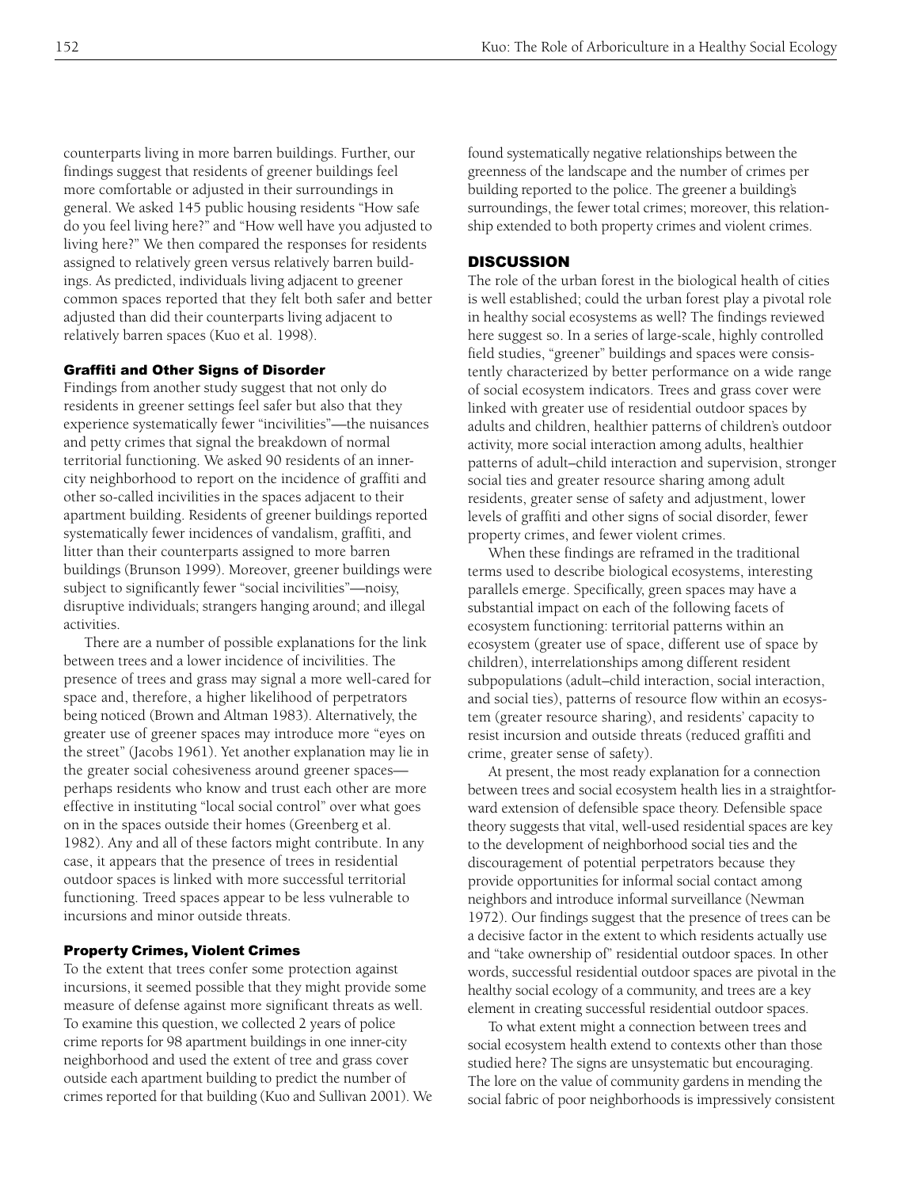counterparts living in more barren buildings. Further, our findings suggest that residents of greener buildings feel more comfortable or adjusted in their surroundings in general. We asked 145 public housing residents "How safe do you feel living here?" and "How well have you adjusted to living here?" We then compared the responses for residents assigned to relatively green versus relatively barren buildings. As predicted, individuals living adjacent to greener common spaces reported that they felt both safer and better adjusted than did their counterparts living adjacent to relatively barren spaces (Kuo et al. 1998).

### Graffiti and Other Signs of Disorder

Findings from another study suggest that not only do residents in greener settings feel safer but also that they experience systematically fewer "incivilities"—the nuisances and petty crimes that signal the breakdown of normal territorial functioning. We asked 90 residents of an inner-city neighborhood to report on the incidence of graffiti and other so-called incivilities in the spaces adjacent to their apartment building. Residents of greener buildings reported systematically fewer incidences of vandalism, graffiti, and litter than their counterparts assigned to more barren buildings (Brunson 1999). Moreover, greener buildings were subject to significantly fewer "social incivilities"—noisy, disruptive individuals; strangers hanging around; and illegal activities.

There are a number of possible explanations for the link between trees and a lower incidence of incivilities. The presence of trees and grass may signal a more well-cared for space and, therefore, a higher likelihood of perpetrators being noticed (Brown and Altman 1983). Alternatively, the greater use of greener spaces may introduce more "eyes on the street" (Jacobs 1961). Yet another explanation may lie in the greater social cohesiveness around greener spaces—perhaps residents who know and trust each other are more effective in instituting "local social control" over what goes on in the spaces outside their homes (Greenberg et al. 1982). Any and all of these factors might contribute. In any case, it appears that the presence of trees in residential outdoor spaces is linked with more successful territorial functioning. Treed spaces appear to be less vulnerable to incursions and minor outside threats.

### Property Crimes, Violent Crimes

To the extent that trees confer some protection against incursions, it seemed possible that they might provide some measure of defense against more significant threats as well. To examine this question, we collected 2 years of police crime reports for 98 apartment buildings in one inner-city neighborhood and used the extent of tree and grass cover outside each apartment building to predict the number of crimes reported for that building (Kuo and Sullivan 2001). We found systematically negative relationships between the greenness of the landscape and the number of crimes per building reported to the police. The greener a building's surroundings, the fewer total crimes; moreover, this relationship extended to both property crimes and violent crimes.

## DISCUSSION

The role of the urban forest in the biological health of cities is well established; could the urban forest play a pivotal role in healthy social ecosystems as well? The findings reviewed here suggest so. In a series of large-scale, highly controlled field studies, "greener" buildings and spaces were consistently characterized by better performance on a wide range of social ecosystem indicators. Trees and grass cover were linked with greater use of residential outdoor spaces by adults and children, healthier patterns of children's outdoor activity, more social interaction among adults, healthier patterns of adult–child interaction and supervision, stronger social ties and greater resource sharing among adult residents, greater sense of safety and adjustment, lower levels of graffiti and other signs of social disorder, fewer property crimes, and fewer violent crimes.

When these findings are reframed in the traditional terms used to describe biological ecosystems, interesting parallels emerge. Specifically, green spaces may have a substantial impact on each of the following facets of ecosystem functioning: territorial patterns within an ecosystem (greater use of space, different use of space by children), interrelationships among different resident subpopulations (adult–child interaction, social interaction, and social ties), patterns of resource flow within an ecosystem (greater resource sharing), and residents' capacity to resist incursion and outside threats (reduced graffiti and crime, greater sense of safety).

At present, the most ready explanation for a connection between trees and social ecosystem health lies in a straightforward extension of defensible space theory. Defensible space theory suggests that vital, well-used residential spaces are key to the development of neighborhood social ties and the discouragement of potential perpetrators because they provide opportunities for informal social contact among neighbors and introduce informal surveillance (Newman 1972). Our findings suggest that the presence of trees can be a decisive factor in the extent to which residents actually use and "take ownership of" residential outdoor spaces. In other words, successful residential outdoor spaces are pivotal in the healthy social ecology of a community, and trees are a key element in creating successful residential outdoor spaces.

To what extent might a connection between trees and social ecosystem health extend to contexts other than those studied here? The signs are unsystematic but encouraging. The lore on the value of community gardens in mending the social fabric of poor neighborhoods is impressively consistent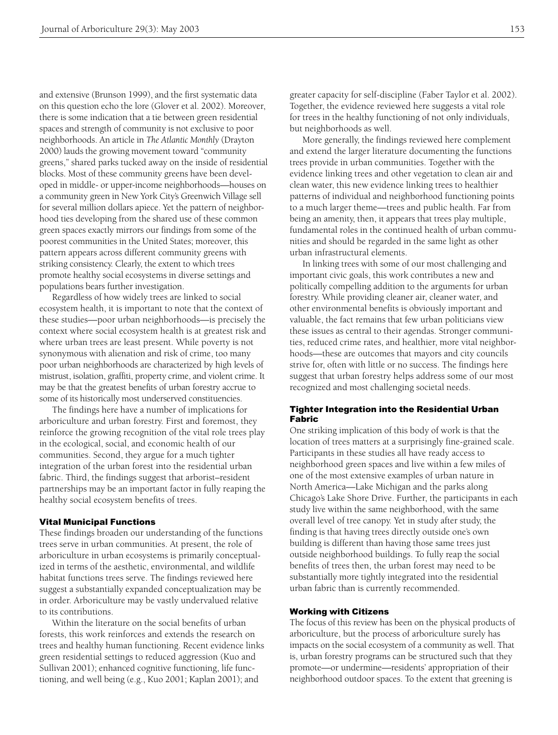and extensive (Brunson 1999), and the first systematic data on this question echo the lore (Glover et al. 2002). Moreover, there is some indication that a tie between green residential spaces and strength of community is not exclusive to poor neighborhoods. An article in *The Atlantic Monthly* (Drayton 2000) lauds the growing movement toward "community greens," shared parks tucked away on the inside of residential blocks. Most of these community greens have been developed in middle- or upper-income neighborhoods—houses on a community green in New York City's Greenwich Village sell for several million dollars apiece. Yet the pattern of neighborhood ties developing from the shared use of these common green spaces exactly mirrors our findings from some of the poorest communities in the United States; moreover, this pattern appears across different community greens with striking consistency. Clearly, the extent to which trees promote healthy social ecosystems in diverse settings and populations bears further investigation.

Regardless of how widely trees are linked to social ecosystem health, it is important to note that the context of these studies—poor urban neighborhoods—is precisely the context where social ecosystem health is at greatest risk and where urban trees are least present. While poverty is not synonymous with alienation and risk of crime, too many poor urban neighborhoods are characterized by high levels of mistrust, isolation, graffiti, property crime, and violent crime. It may be that the greatest benefits of urban forestry accrue to some of its historically most underserved constituencies.

The findings here have a number of implications for arboriculture and urban forestry. First and foremost, they reinforce the growing recognition of the vital role trees play in the ecological, social, and economic health of our communities. Second, they argue for a much tighter integration of the urban forest into the residential urban fabric. Third, the findings suggest that arborist–resident partnerships may be an important factor in fully reaping the healthy social ecosystem benefits of trees.

### Vital Municipal Functions

These findings broaden our understanding of the functions trees serve in urban communities. At present, the role of arboriculture in urban ecosystems is primarily conceptualized in terms of the aesthetic, environmental, and wildlife habitat functions trees serve. The findings reviewed here suggest a substantially expanded conceptualization may be in order. Arboriculture may be vastly undervalued relative to its contributions.

Within the literature on the social benefits of urban forests, this work reinforces and extends the research on trees and healthy human functioning. Recent evidence links green residential settings to reduced aggression (Kuo and Sullivan 2001); enhanced cognitive functioning, life functioning, and well being (e.g., Kuo 2001; Kaplan 2001); and greater capacity for self-discipline (Faber Taylor et al. 2002). Together, the evidence reviewed here suggests a vital role for trees in the healthy functioning of not only individuals, but neighborhoods as well.

More generally, the findings reviewed here complement and extend the larger literature documenting the functions trees provide in urban communities. Together with the evidence linking trees and other vegetation to clean air and clean water, this new evidence linking trees to healthier patterns of individual and neighborhood functioning points to a much larger theme—trees and public health. Far from being an amenity, then, it appears that trees play multiple, fundamental roles in the continued health of urban communities and should be regarded in the same light as other urban infrastructural elements.

In linking trees with some of our most challenging and important civic goals, this work contributes a new and politically compelling addition to the arguments for urban forestry. While providing cleaner air, cleaner water, and other environmental benefits is obviously important and valuable, the fact remains that few urban politicians view these issues as central to their agendas. Stronger communities, reduced crime rates, and healthier, more vital neighborhoods—these are outcomes that mayors and city councils strive for, often with little or no success. The findings here suggest that urban forestry helps address some of our most recognized and most challenging societal needs.

### Tighter Integration into the Residential Urban Fabric

One striking implication of this body of work is that the location of trees matters at a surprisingly fine-grained scale. Participants in these studies all have ready access to neighborhood green spaces and live within a few miles of one of the most extensive examples of urban nature in North America—Lake Michigan and the parks along Chicago's Lake Shore Drive. Further, the participants in each study live within the same neighborhood, with the same overall level of tree canopy. Yet in study after study, the finding is that having trees directly outside one's own building is different than having those same trees just outside neighborhood buildings. To fully reap the social benefits of trees then, the urban forest may need to be substantially more tightly integrated into the residential urban fabric than is currently recommended.

### Working with Citizens

The focus of this review has been on the physical products of arboriculture, but the process of arboriculture surely has impacts on the social ecosystem of a community as well. That is, urban forestry programs can be structured such that they promote—or undermine—residents' appropriation of their neighborhood outdoor spaces. To the extent that greening is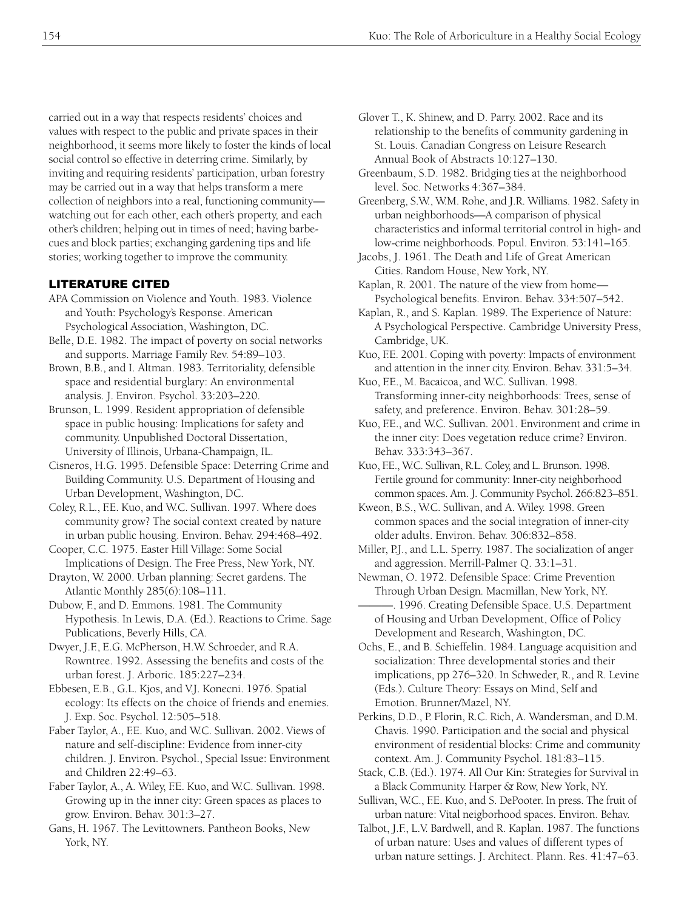carried out in a way that respects residents' choices and values with respect to the public and private spaces in their neighborhood, it seems more likely to foster the kinds of local social control so effective in deterring crime. Similarly, by inviting and requiring residents' participation, urban forestry may be carried out in a way that helps transform a mere collection of neighbors into a real, functioning community—watching out for each other, each other's property, and each other's children; helping out in times of need; having barbecues and block parties; exchanging gardening tips and life stories; working together to improve the community.

## LITERATURE CITED

APA Commission on Violence and Youth. 1983. Violence and Youth: Psychology's Response. American Psychological Association, Washington, DC.

Belle, D.E. 1982. The impact of poverty on social networks and supports. Marriage Family Rev. 54:89–103.

Brown, B.B., and I. Altman. 1983. Territoriality, defensible space and residential burglary: An environmental analysis. J. Environ. Psychol. 33:203–220.

Brunson, L. 1999. Resident appropriation of defensible space in public housing: Implications for safety and community. Unpublished Doctoral Dissertation, University of Illinois, Urbana-Champaign, IL.

Cisneros, H.G. 1995. Defensible Space: Deterring Crime and Building Community. U.S. Department of Housing and Urban Development, Washington, DC.

Coley, R.L., F.E. Kuo, and W.C. Sullivan. 1997. Where does community grow? The social context created by nature in urban public housing. Environ. Behav. 294:468–492.

Cooper, C.C. 1975. Easter Hill Village: Some Social Implications of Design. The Free Press, New York, NY.

Drayton, W. 2000. Urban planning: Secret gardens. The Atlantic Monthly 285(6):108–111.

Dubow, F., and D. Emmons. 1981. The Community Hypothesis. In Lewis, D.A. (Ed.). Reactions to Crime. Sage Publications, Beverly Hills, CA.

Dwyer, J.F., E.G. McPherson, H.W. Schroeder, and R.A. Rowntree. 1992. Assessing the benefits and costs of the urban forest. J. Arboric. 185:227–234.

Ebbesen, E.B., G.L. Kjos, and V.J. Konecni. 1976. Spatial ecology: Its effects on the choice of friends and enemies. J. Exp. Soc. Psychol. 12:505–518.

Faber Taylor, A., F.E. Kuo, and W.C. Sullivan. 2002. Views of nature and self-discipline: Evidence from inner-city children. J. Environ. Psychol., Special Issue: Environment and Children 22:49–63.

Faber Taylor, A., A. Wiley, F.E. Kuo, and W.C. Sullivan. 1998. Growing up in the inner city: Green spaces as places to grow. Environ. Behav. 301:3–27.

Gans, H. 1967. The Levittowners. Pantheon Books, New York, NY.

Glover T., K. Shinew, and D. Parry. 2002. Race and its relationship to the benefits of community gardening in St. Louis. Canadian Congress on Leisure Research Annual Book of Abstracts 10:127–130.

Greenbaum, S.D. 1982. Bridging ties at the neighborhood level. Soc. Networks 4:367–384.

Greenberg, S.W., W.M. Rohe, and J.R. Williams. 1982. Safety in urban neighborhoods—A comparison of physical characteristics and informal territorial control in high- and low-crime neighborhoods. Popul. Environ. 53:141–165.

Jacobs, J. 1961. The Death and Life of Great American Cities. Random House, New York, NY.

Kaplan, R. 2001. The nature of the view from home—Psychological benefits. Environ. Behav. 334:507–542.

Kaplan, R., and S. Kaplan. 1989. The Experience of Nature: A Psychological Perspective. Cambridge University Press, Cambridge, UK.

Kuo, F.E. 2001. Coping with poverty: Impacts of environment and attention in the inner city. Environ. Behav. 331:5–34.

Kuo, F.E., M. Bacaicoa, and W.C. Sullivan. 1998. Transforming inner-city neighborhoods: Trees, sense of safety, and preference. Environ. Behav. 301:28–59.

Kuo, F.E., and W.C. Sullivan. 2001. Environment and crime in the inner city: Does vegetation reduce crime? Environ. Behav. 333:343–367.

Kuo, F.E., W.C. Sullivan, R.L. Coley, and L. Brunson. 1998. Fertile ground for community: Inner-city neighborhood common spaces. Am. J. Community Psychol. 266:823–851.

Kweon, B.S., W.C. Sullivan, and A. Wiley. 1998. Green common spaces and the social integration of inner-city older adults. Environ. Behav. 306:832–858.

Miller, P.J., and L.L. Sperry. 1987. The socialization of anger and aggression. Merrill-Palmer Q. 33:1–31.

Newman, O. 1972. Defensible Space: Crime Prevention Through Urban Design. Macmillan, New York, NY.

———. 1996. Creating Defensible Space. U.S. Department of Housing and Urban Development, Office of Policy Development and Research, Washington, DC.

Ochs, E., and B. Schieffelin. 1984. Language acquisition and socialization: Three developmental stories and their implications, pp 276–320. In Schweder, R., and R. Levine (Eds.). Culture Theory: Essays on Mind, Self and Emotion. Brunner/Mazel, NY.

Perkins, D.D., P. Florin, R.C. Rich, A. Wandersman, and D.M. Chavis. 1990. Participation and the social and physical environment of residential blocks: Crime and community context. Am. J. Community Psychol. 181:83–115.

Stack, C.B. (Ed.). 1974. All Our Kin: Strategies for Survival in a Black Community. Harper & Row, New York, NY.

Sullivan, W.C., F.E. Kuo, and S. DePooter. In press. The fruit of urban nature: Vital neigborhood spaces. Environ. Behav.

Talbot, J.F., L.V. Bardwell, and R. Kaplan. 1987. The functions of urban nature: Uses and values of different types of urban nature settings. J. Architect. Plann. Res. 41:47–63.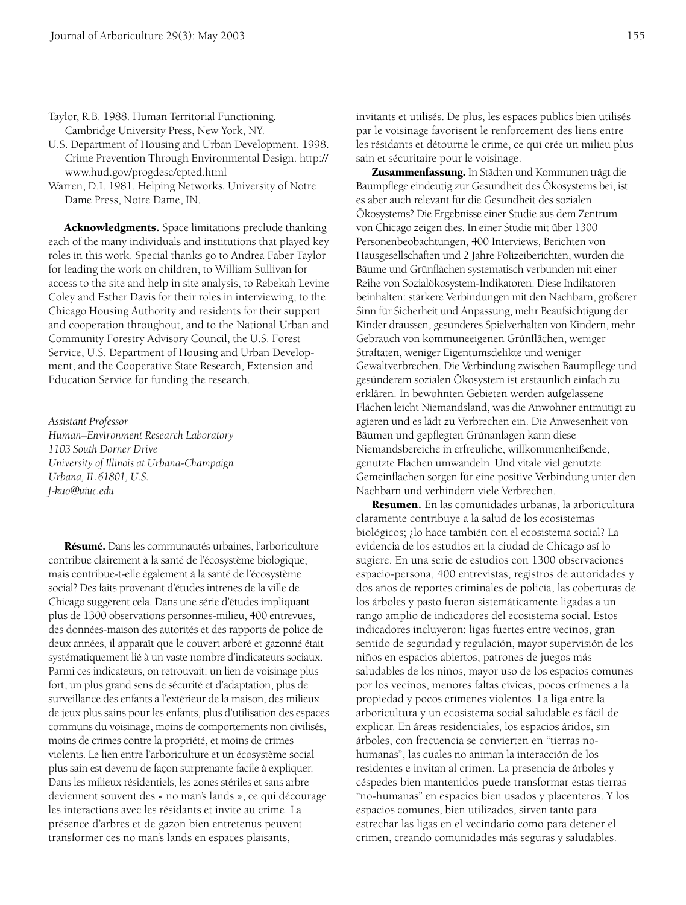Taylor, R.B. 1988. Human Territorial Functioning. Cambridge University Press, New York, NY.

U.S. Department of Housing and Urban Development. 1998. Crime Prevention Through Environmental Design. http://www.hud.gov/progdesc/cpted.html

Warren, D.I. 1981. Helping Networks. University of Notre Dame Press, Notre Dame, IN.

**Acknowledgments.** Space limitations preclude thanking each of the many individuals and institutions that played key roles in this work. Special thanks go to Andrea Faber Taylor for leading the work on children, to William Sullivan for access to the site and help in site analysis, to Rebekah Levine Coley and Esther Davis for their roles in interviewing, to the Chicago Housing Authority and residents for their support and cooperation throughout, and to the National Urban and Community Forestry Advisory Council, the U.S. Forest Service, U.S. Department of Housing and Urban Development, and the Cooperative State Research, Extension and Education Service for funding the research.

*Assistant Professor*
*Human–Environment Research Laboratory*
*1103 South Dorner Drive*
*University of Illinois at Urbana-Champaign*
*Urbana, IL 61801, U.S.*
*f-kuo@uiuc.edu*

**Résumé.** Dans les communautés urbaines, l'arboriculture contribue clairement à la santé de l'écosystème biologique; mais contribue-t-elle également à la santé de l'écosystème social? Des faits provenant d'études intrenes de la ville de Chicago suggèrent cela. Dans une série d'études impliquant plus de 1300 observations personnes-milieu, 400 entrevues, des données-maison des autorités et des rapports de police de deux années, il apparaît que le couvert arboré et gazonné était systématiquement lié à un vaste nombre d'indicateurs sociaux. Parmi ces indicateurs, on retrouvait: un lien de voisinage plus fort, un plus grand sens de sécurité et d'adaptation, plus de surveillance des enfants à l'extérieur de la maison, des milieux de jeux plus sains pour les enfants, plus d'utilisation des espaces communs du voisinage, moins de comportements non civilisés, moins de crimes contre la propriété, et moins de crimes violents. Le lien entre l'arboriculture et un écosystème social plus sain est devenu de façon surprenante facile à expliquer. Dans les milieux résidentiels, les zones stériles et sans arbre deviennent souvent des « no man's lands », ce qui décourage les interactions avec les résidants et invite au crime. La présence d'arbres et de gazon bien entretenus peuvent transformer ces no man's lands en espaces plaisants, invitants et utilisés. De plus, les espaces publics bien utilisés par le voisinage favorisent le renforcement des liens entre les résidants et détourne le crime, ce qui crée un milieu plus sain et sécuritaire pour le voisinage.

**Zusammenfassung.** In Städten und Kommunen trägt die Baumpflege eindeutig zur Gesundheit des Ökosystems bei, ist es aber auch relevant für die Gesundheit des sozialen Ökosystems? Die Ergebnisse einer Studie aus dem Zentrum von Chicago zeigen dies. In einer Studie mit über 1300 Personenbeobachtungen, 400 Interviews, Berichten von Hausgesellschaften und 2 Jahre Polizeiberichten, wurden die Bäume und Grünflächen systematisch verbunden mit einer Reihe von Sozialökosystem-Indikatoren. Diese Indikatoren beinhalten: stärkere Verbindungen mit den Nachbarn, größerer Sinn für Sicherheit und Anpassung, mehr Beaufsichtigung der Kinder draussen, gesünderes Spielverhalten von Kindern, mehr Gebrauch von kommuneeigenen Grünflächen, weniger Straftaten, weniger Eigentumsdelikte und weniger Gewaltverbrechen. Die Verbindung zwischen Baumpflege und gesünderem sozialen Ökosystem ist erstaunlich einfach zu erklären. In bewohnten Gebieten werden aufgelassene Flächen leicht Niemandsland, was die Anwohner entmutigt zu agieren und es lädt zu Verbrechen ein. Die Anwesenheit von Bäumen und gepflegten Grünanlagen kann diese Niemandsbereiche in erfreuliche, willkommenheißende, genutzte Flächen umwandeln. Und vitale viel genutzte Gemeinflächen sorgen für eine positive Verbindung unter den Nachbarn und verhindern viele Verbrechen.

**Resumen.** En las comunidades urbanas, la arboricultura claramente contribuye a la salud de los ecosistemas biológicos; ¿lo hace también con el ecosistema social? La evidencia de los estudios en la ciudad de Chicago así lo sugiere. En una serie de estudios con 1300 observaciones espacio-persona, 400 entrevistas, registros de autoridades y dos años de reportes criminales de policía, las coberturas de los árboles y pasto fueron sistemáticamente ligadas a un rango amplio de indicadores del ecosistema social. Estos indicadores incluyeron: ligas fuertes entre vecinos, gran sentido de seguridad y regulación, mayor supervisión de los niños en espacios abiertos, patrones de juegos más saludables de los niños, mayor uso de los espacios comunes por los vecinos, menores faltas cívicas, pocos crímenes a la propiedad y pocos crímenes violentos. La liga entre la arboricultura y un ecosistema social saludable es fácil de explicar. En áreas residenciales, los espacios áridos, sin árboles, con frecuencia se convierten en "tierras no-humanas", las cuales no animan la interacción de los residentes e invitan al crimen. La presencia de árboles y céspedes bien mantenidos puede transformar estas tierras "no-humanas" en espacios bien usados y placenteros. Y los espacios comunes, bien utilizados, sirven tanto para estrechar las ligas en el vecindario como para detener el crimen, creando comunidades más seguras y saludables.